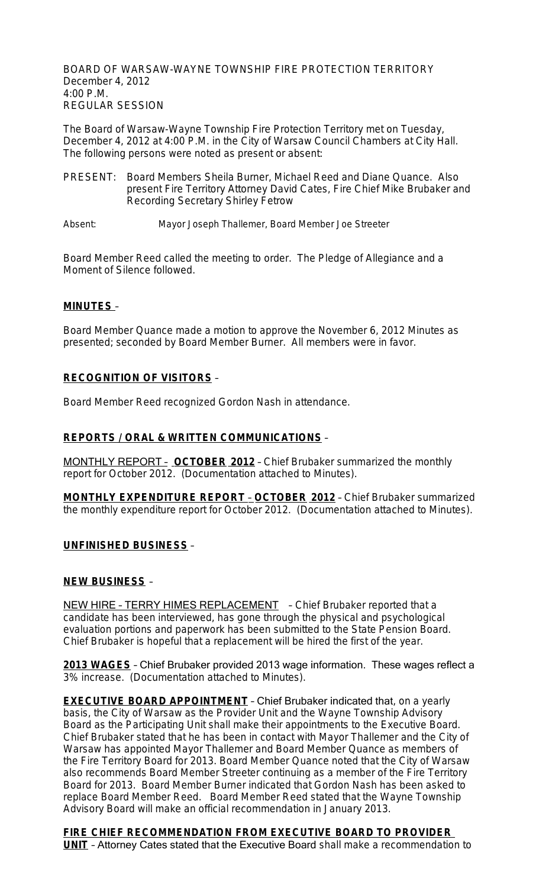BOARD OF WARSAW-WAYNE TOWNSHIP FIRE PROTECTION TERRITORY
December 4, 2012
4:00 P.M.
REGULAR SESSION

The Board of Warsaw-Wayne Township Fire Protection Territory met on Tuesday, December 4, 2012 at 4:00 P.M. in the City of Warsaw Council Chambers at City Hall. The following persons were noted as present or absent:

PRESENT: Board Members Sheila Burner, Michael Reed and Diane Quance. Also present Fire Territory Attorney David Cates, Fire Chief Mike Brubaker and Recording Secretary Shirley Fetrow

Absent: Mayor Joseph Thallemer, Board Member Joe Streeter

Board Member Reed called the meeting to order. The Pledge of Allegiance and a Moment of Silence followed.

**MINUTES** –

Board Member Quance made a motion to approve the November 6, 2012 Minutes as presented; seconded by Board Member Burner. All members were in favor.

**RECOGNITION OF VISITORS** –

Board Member Reed recognized Gordon Nash in attendance.

**REPORTS / ORAL & WRITTEN COMMUNICATIONS** –

MONTHLY REPORT – **OCTOBER 2012** – Chief Brubaker summarized the monthly report for October 2012. (Documentation attached to Minutes).

**MONTHLY EXPENDITURE REPORT – OCTOBER 2012** – Chief Brubaker summarized the monthly expenditure report for October 2012. (Documentation attached to Minutes).

**UNFINISHED BUSINESS** –

**NEW BUSINESS** –

NEW HIRE – TERRY HIMES REPLACEMENT – Chief Brubaker reported that a candidate has been interviewed, has gone through the physical and psychological evaluation portions and paperwork has been submitted to the State Pension Board. Chief Brubaker is hopeful that a replacement will be hired the first of the year.

**2013 WAGES** – Chief Brubaker provided 2013 wage information. These wages reflect a 3% increase. (Documentation attached to Minutes).

**EXECUTIVE BOARD APPOINTMENT** – Chief Brubaker indicated that, on a yearly basis, the City of Warsaw as the Provider Unit and the Wayne Township Advisory Board as the Participating Unit shall make their appointments to the Executive Board. Chief Brubaker stated that he has been in contact with Mayor Thallemer and the City of Warsaw has appointed Mayor Thallemer and Board Member Quance as members of the Fire Territory Board for 2013. Board Member Quance noted that the City of Warsaw also recommends Board Member Streeter continuing as a member of the Fire Territory Board for 2013. Board Member Burner indicated that Gordon Nash has been asked to replace Board Member Reed. Board Member Reed stated that the Wayne Township Advisory Board will make an official recommendation in January 2013.

**FIRE CHIEF RECOMMENDATION FROM EXECUTIVE BOARD TO PROVIDER UNIT** – Attorney Cates stated that the Executive Board shall make a recommendation to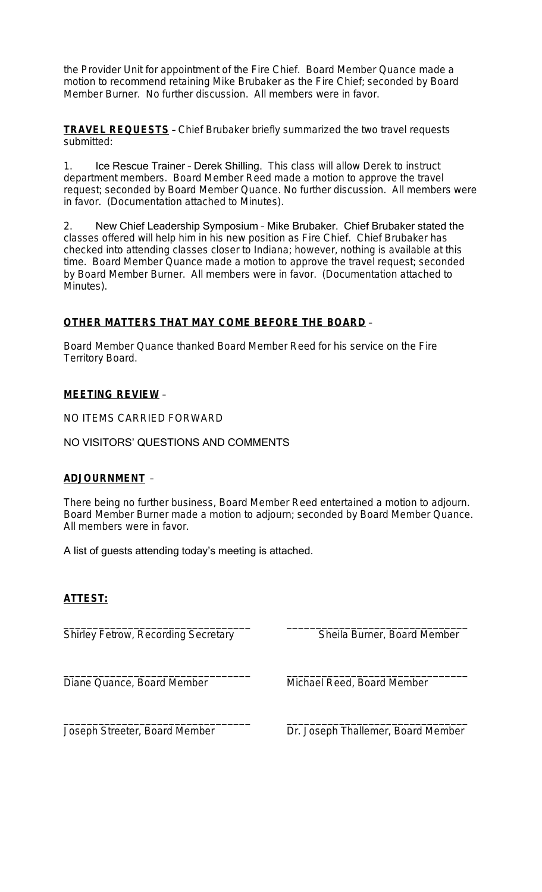the Provider Unit for appointment of the Fire Chief. Board Member Quance made a motion to recommend retaining Mike Brubaker as the Fire Chief; seconded by Board Member Burner. No further discussion. All members were in favor.

**TRAVEL REQUESTS** – Chief Brubaker briefly summarized the two travel requests submitted:

1. Ice Rescue Trainer – Derek Shilling. This class will allow Derek to instruct department members. Board Member Reed made a motion to approve the travel request; seconded by Board Member Quance. No further discussion. All members were in favor. (Documentation attached to Minutes).

2. New Chief Leadership Symposium – Mike Brubaker. Chief Brubaker stated the classes offered will help him in his new position as Fire Chief. Chief Brubaker has checked into attending classes closer to Indiana; however, nothing is available at this time. Board Member Quance made a motion to approve the travel request; seconded by Board Member Burner. All members were in favor. (Documentation attached to Minutes).

**OTHER MATTERS THAT MAY COME BEFORE THE BOARD** –

Board Member Quance thanked Board Member Reed for his service on the Fire Territory Board.

**MEETING REVIEW** –

NO ITEMS CARRIED FORWARD

NO VISITORS' QUESTIONS AND COMMENTS

**ADJOURNMENT** –

There being no further business, Board Member Reed entertained a motion to adjourn. Board Member Burner made a motion to adjourn; seconded by Board Member Quance. All members were in favor.

A list of guests attending today's meeting is attached.

**ATTEST:**

| | |
|---|---|
| ______________________________ Shirley Fetrow, Recording Secretary | ______________________________ Sheila Burner, Board Member |
| ______________________________ Diane Quance, Board Member | ______________________________ Michael Reed, Board Member |
| ______________________________ Joseph Streeter, Board Member | ______________________________ Dr. Joseph Thallemer, Board Member |